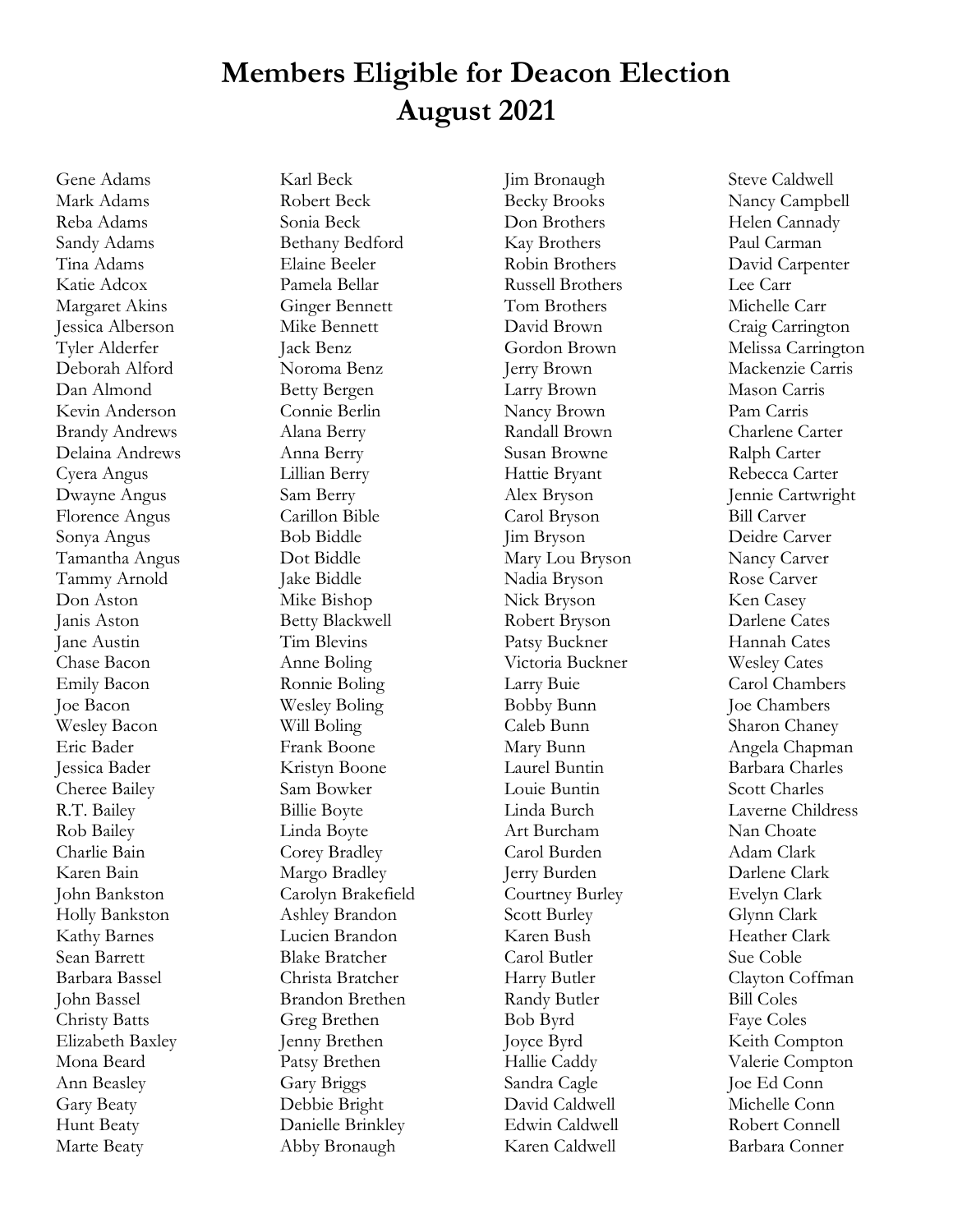# Members Eligible for Deacon Election
# August 2021

Gene Adams
Mark Adams
Reba Adams
Sandy Adams
Tina Adams
Katie Adcox
Margaret Akins
Jessica Alberson
Tyler Alderfer
Deborah Alford
Dan Almond
Kevin Anderson
Brandy Andrews
Delaina Andrews
Cyera Angus
Dwayne Angus
Florence Angus
Sonya Angus
Tamantha Angus
Tammy Arnold
Don Aston
Janis Aston
Jane Austin
Chase Bacon
Emily Bacon
Joe Bacon
Wesley Bacon
Eric Bader
Jessica Bader
Cheree Bailey
R.T. Bailey
Rob Bailey
Charlie Bain
Karen Bain
John Bankston
Holly Bankston
Kathy Barnes
Sean Barrett
Barbara Bassel
John Bassel
Christy Batts
Elizabeth Baxley
Mona Beard
Ann Beasley
Gary Beaty
Hunt Beaty
Marte Beaty
Karl Beck
Robert Beck
Sonia Beck
Bethany Bedford
Elaine Beeler
Pamela Bellar
Ginger Bennett
Mike Bennett
Jack Benz
Noroma Benz
Betty Bergen
Connie Berlin
Alana Berry
Anna Berry
Lillian Berry
Sam Berry
Carillon Bible
Bob Biddle
Dot Biddle
Jake Biddle
Mike Bishop
Betty Blackwell
Tim Blevins
Anne Boling
Ronnie Boling
Wesley Boling
Will Boling
Frank Boone
Kristyn Boone
Sam Bowker
Billie Boyte
Linda Boyte
Corey Bradley
Margo Bradley
Carolyn Brakefield
Ashley Brandon
Lucien Brandon
Blake Bratcher
Christa Bratcher
Brandon Brethen
Greg Brethen
Jenny Brethen
Patsy Brethen
Gary Briggs
Debbie Bright
Danielle Brinkley
Abby Bronaugh
Jim Bronaugh
Becky Brooks
Don Brothers
Kay Brothers
Robin Brothers
Russell Brothers
Tom Brothers
David Brown
Gordon Brown
Jerry Brown
Larry Brown
Nancy Brown
Randall Brown
Susan Browne
Hattie Bryant
Alex Bryson
Carol Bryson
Jim Bryson
Mary Lou Bryson
Nadia Bryson
Nick Bryson
Robert Bryson
Patsy Buckner
Victoria Buckner
Larry Buie
Bobby Bunn
Caleb Bunn
Mary Bunn
Laurel Buntin
Louie Buntin
Linda Burch
Art Burcham
Carol Burden
Jerry Burden
Courtney Burley
Scott Burley
Karen Bush
Carol Butler
Harry Butler
Randy Butler
Bob Byrd
Joyce Byrd
Hallie Caddy
Sandra Cagle
David Caldwell
Edwin Caldwell
Karen Caldwell
Steve Caldwell
Nancy Campbell
Helen Cannady
Paul Carman
David Carpenter
Lee Carr
Michelle Carr
Craig Carrington
Melissa Carrington
Mackenzie Carris
Mason Carris
Pam Carris
Charlene Carter
Ralph Carter
Rebecca Carter
Jennie Cartwright
Bill Carver
Deidre Carver
Nancy Carver
Rose Carver
Ken Casey
Darlene Cates
Hannah Cates
Wesley Cates
Carol Chambers
Joe Chambers
Sharon Chaney
Angela Chapman
Barbara Charles
Scott Charles
Laverne Childress
Nan Choate
Adam Clark
Darlene Clark
Evelyn Clark
Glynn Clark
Heather Clark
Sue Coble
Clayton Coffman
Bill Coles
Faye Coles
Keith Compton
Valerie Compton
Joe Ed Conn
Michelle Conn
Robert Connell
Barbara Conner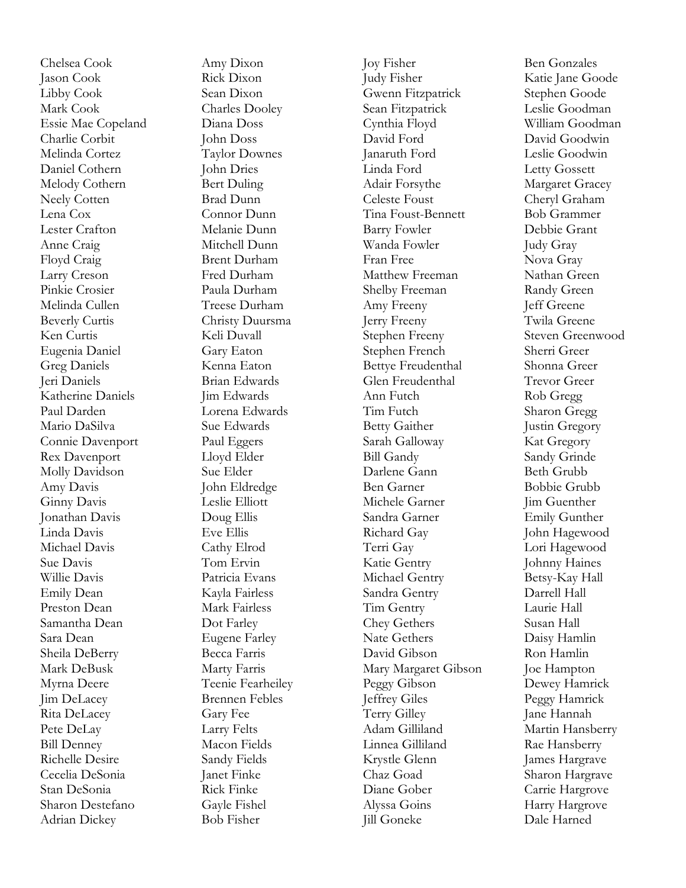Chelsea Cook
Jason Cook
Libby Cook
Mark Cook
Essie Mae Copeland
Charlie Corbit
Melinda Cortez
Daniel Cothern
Melody Cothern
Neely Cotten
Lena Cox
Lester Crafton
Anne Craig
Floyd Craig
Larry Creson
Pinkie Crosier
Melinda Cullen
Beverly Curtis
Ken Curtis
Eugenia Daniel
Greg Daniels
Jeri Daniels
Katherine Daniels
Paul Darden
Mario DaSilva
Connie Davenport
Rex Davenport
Molly Davidson
Amy Davis
Ginny Davis
Jonathan Davis
Linda Davis
Michael Davis
Sue Davis
Willie Davis
Emily Dean
Preston Dean
Samantha Dean
Sara Dean
Sheila DeBerry
Mark DeBusk
Myrna Deere
Jim DeLacey
Rita DeLacey
Pete DeLay
Bill Denney
Richelle Desire
Cecelia DeSonia
Stan DeSonia
Sharon Destefano
Adrian Dickey

Amy Dixon
Rick Dixon
Sean Dixon
Charles Dooley
Diana Doss
John Doss
Taylor Downes
John Dries
Bert Duling
Brad Dunn
Connor Dunn
Melanie Dunn
Mitchell Dunn
Brent Durham
Fred Durham
Paula Durham
Treese Durham
Christy Duursma
Keli Duvall
Gary Eaton
Kenna Eaton
Brian Edwards
Jim Edwards
Lorena Edwards
Sue Edwards
Paul Eggers
Lloyd Elder
Sue Elder
John Eldredge
Leslie Elliott
Doug Ellis
Eve Ellis
Cathy Elrod
Tom Ervin
Patricia Evans
Kayla Fairless
Mark Fairless
Dot Farley
Eugene Farley
Becca Farris
Marty Farris
Teenie Fearheiley
Brennen Febles
Gary Fee
Larry Felts
Macon Fields
Sandy Fields
Janet Finke
Rick Finke
Gayle Fishel
Bob Fisher

Joy Fisher
Judy Fisher
Gwenn Fitzpatrick
Sean Fitzpatrick
Cynthia Floyd
David Ford
Janaruth Ford
Linda Ford
Adair Forsythe
Celeste Foust
Tina Foust-Bennett
Barry Fowler
Wanda Fowler
Fran Free
Matthew Freeman
Shelby Freeman
Amy Freeny
Jerry Freeny
Stephen Freeny
Stephen French
Bettye Freudenthal
Glen Freudenthal
Ann Futch
Tim Futch
Betty Gaither
Sarah Galloway
Bill Gandy
Darlene Gann
Ben Garner
Michele Garner
Sandra Garner
Richard Gay
Terri Gay
Katie Gentry
Michael Gentry
Sandra Gentry
Tim Gentry
Chey Gethers
Nate Gethers
David Gibson
Mary Margaret Gibson
Peggy Gibson
Jeffrey Giles
Terry Gilley
Adam Gilliland
Linnea Gilliland
Krystle Glenn
Chaz Goad
Diane Gober
Alyssa Goins
Jill Goneke

Ben Gonzales
Katie Jane Goode
Stephen Goode
Leslie Goodman
William Goodman
David Goodwin
Leslie Goodwin
Letty Gossett
Margaret Gracey
Cheryl Graham
Bob Grammer
Debbie Grant
Judy Gray
Nova Gray
Nathan Green
Randy Green
Jeff Greene
Twila Greene
Steven Greenwood
Sherri Greer
Shonna Greer
Trevor Greer
Rob Gregg
Sharon Gregg
Justin Gregory
Kat Gregory
Sandy Grinde
Beth Grubb
Bobbie Grubb
Jim Guenther
Emily Gunther
John Hagewood
Lori Hagewood
Johnny Haines
Betsy-Kay Hall
Darrell Hall
Laurie Hall
Susan Hall
Daisy Hamlin
Ron Hamlin
Joe Hampton
Dewey Hamrick
Peggy Hamrick
Jane Hannah
Martin Hansberry
Rae Hansberry
James Hargrave
Sharon Hargrave
Carrie Hargrove
Harry Hargrove
Dale Harned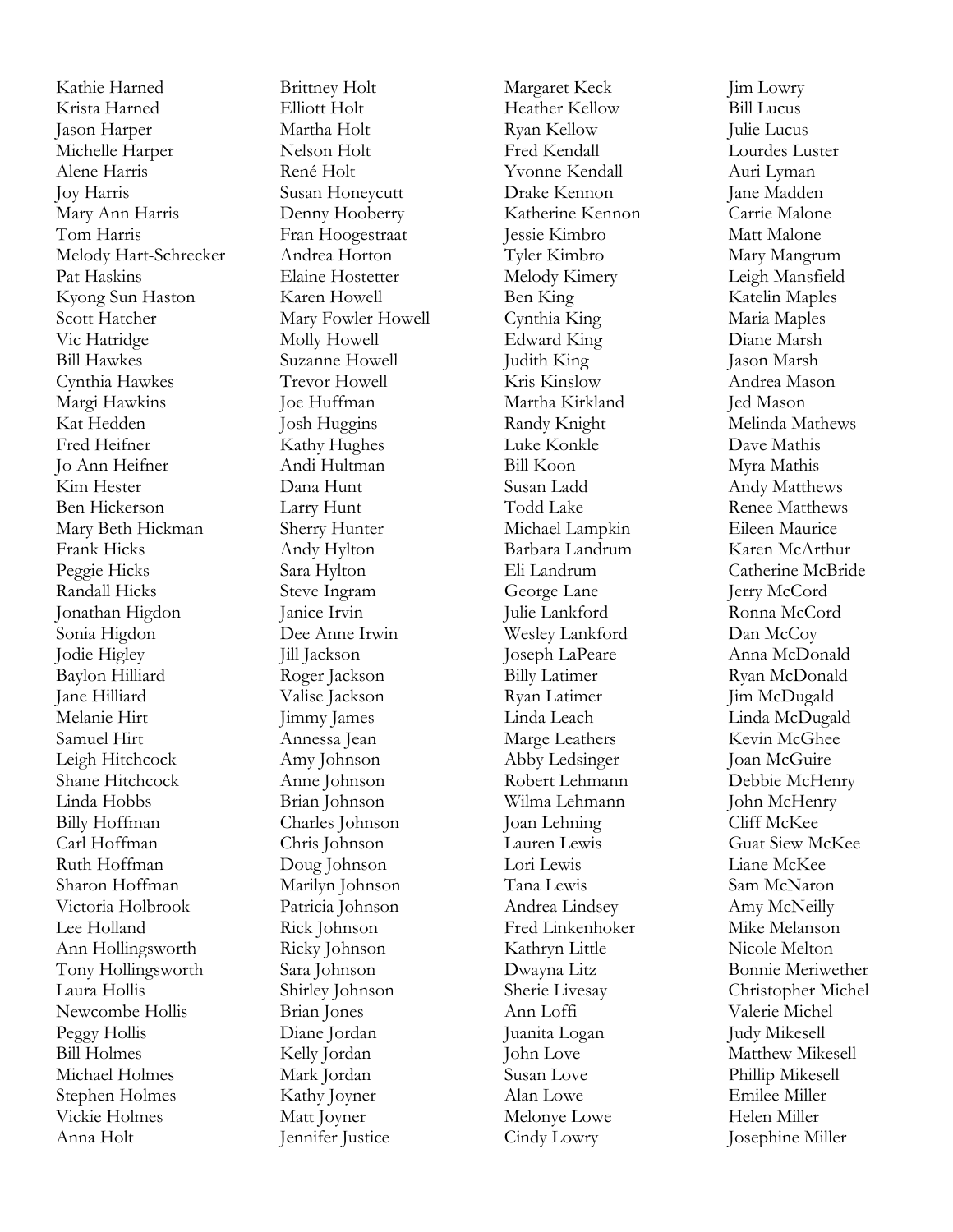Kathie Harned
Krista Harned
Jason Harper
Michelle Harper
Alene Harris
Joy Harris
Mary Ann Harris
Tom Harris
Melody Hart-Schrecker
Pat Haskins
Kyong Sun Haston
Scott Hatcher
Vic Hatridge
Bill Hawkes
Cynthia Hawkes
Margi Hawkins
Kat Hedden
Fred Heifner
Jo Ann Heifner
Kim Hester
Ben Hickerson
Mary Beth Hickman
Frank Hicks
Peggie Hicks
Randall Hicks
Jonathan Higdon
Sonia Higdon
Jodie Higley
Baylon Hilliard
Jane Hilliard
Melanie Hirt
Samuel Hirt
Leigh Hitchcock
Shane Hitchcock
Linda Hobbs
Billy Hoffman
Carl Hoffman
Ruth Hoffman
Sharon Hoffman
Victoria Holbrook
Lee Holland
Ann Hollingsworth
Tony Hollingsworth
Laura Hollis
Newcombe Hollis
Peggy Hollis
Bill Holmes
Michael Holmes
Stephen Holmes
Vickie Holmes
Anna Holt
Brittney Holt
Elliott Holt
Martha Holt
Nelson Holt
René Holt
Susan Honeycutt
Denny Hooberry
Fran Hoogestraat
Andrea Horton
Elaine Hostetter
Karen Howell
Mary Fowler Howell
Molly Howell
Suzanne Howell
Trevor Howell
Joe Huffman
Josh Huggins
Kathy Hughes
Andi Hultman
Dana Hunt
Larry Hunt
Sherry Hunter
Andy Hylton
Sara Hylton
Steve Ingram
Janice Irvin
Dee Anne Irwin
Jill Jackson
Roger Jackson
Valise Jackson
Jimmy James
Annessa Jean
Amy Johnson
Anne Johnson
Brian Johnson
Charles Johnson
Chris Johnson
Doug Johnson
Marilyn Johnson
Patricia Johnson
Rick Johnson
Ricky Johnson
Sara Johnson
Shirley Johnson
Brian Jones
Diane Jordan
Kelly Jordan
Mark Jordan
Kathy Joyner
Matt Joyner
Jennifer Justice
Margaret Keck
Heather Kellow
Ryan Kellow
Fred Kendall
Yvonne Kendall
Drake Kennon
Katherine Kennon
Jessie Kimbro
Tyler Kimbro
Melody Kimery
Ben King
Cynthia King
Edward King
Judith King
Kris Kinslow
Martha Kirkland
Randy Knight
Luke Konkle
Bill Koon
Susan Ladd
Todd Lake
Michael Lampkin
Barbara Landrum
Eli Landrum
George Lane
Julie Lankford
Wesley Lankford
Joseph LaPeare
Billy Latimer
Ryan Latimer
Linda Leach
Marge Leathers
Abby Ledsinger
Robert Lehmann
Wilma Lehmann
Joan Lehning
Lauren Lewis
Lori Lewis
Tana Lewis
Andrea Lindsey
Fred Linkenhoker
Kathryn Little
Dwayna Litz
Sherie Livesay
Ann Loffi
Juanita Logan
John Love
Susan Love
Alan Lowe
Melonye Lowe
Cindy Lowry
Jim Lowry
Bill Lucus
Julie Lucus
Lourdes Luster
Auri Lyman
Jane Madden
Carrie Malone
Matt Malone
Mary Mangrum
Leigh Mansfield
Katelin Maples
Maria Maples
Diane Marsh
Jason Marsh
Andrea Mason
Jed Mason
Melinda Mathews
Dave Mathis
Myra Mathis
Andy Matthews
Renee Matthews
Eileen Maurice
Karen McArthur
Catherine McBride
Jerry McCord
Ronna McCord
Dan McCoy
Anna McDonald
Ryan McDonald
Jim McDugald
Linda McDugald
Kevin McGhee
Joan McGuire
Debbie McHenry
John McHenry
Cliff McKee
Guat Siew McKee
Liane McKee
Sam McNaron
Amy McNeilly
Mike Melanson
Nicole Melton
Bonnie Meriwether
Christopher Michel
Valerie Michel
Judy Mikesell
Matthew Mikesell
Phillip Mikesell
Emilee Miller
Helen Miller
Josephine Miller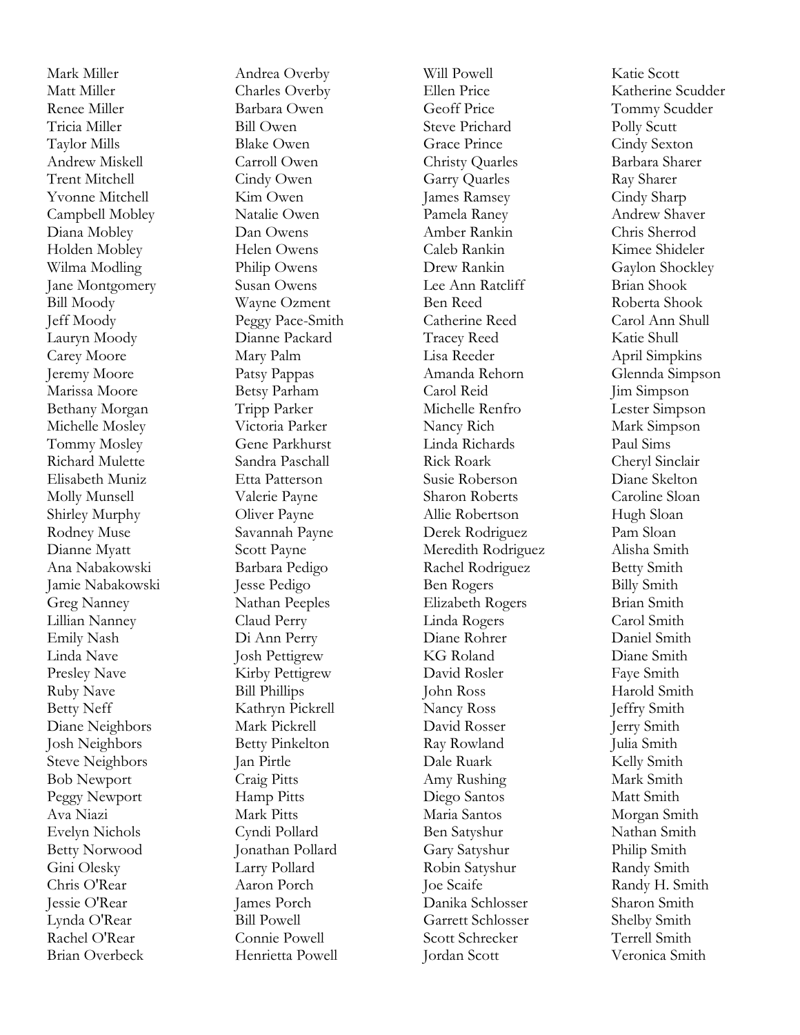Mark Miller
Matt Miller
Renee Miller
Tricia Miller
Taylor Mills
Andrew Miskell
Trent Mitchell
Yvonne Mitchell
Campbell Mobley
Diana Mobley
Holden Mobley
Wilma Modling
Jane Montgomery
Bill Moody
Jeff Moody
Lauryn Moody
Carey Moore
Jeremy Moore
Marissa Moore
Bethany Morgan
Michelle Mosley
Tommy Mosley
Richard Mulette
Elisabeth Muniz
Molly Munsell
Shirley Murphy
Rodney Muse
Dianne Myatt
Ana Nabakowski
Jamie Nabakowski
Greg Nanney
Lillian Nanney
Emily Nash
Linda Nave
Presley Nave
Ruby Nave
Betty Neff
Diane Neighbors
Josh Neighbors
Steve Neighbors
Bob Newport
Peggy Newport
Ava Niazi
Evelyn Nichols
Betty Norwood
Gini Olesky
Chris O'Rear
Jessie O'Rear
Lynda O'Rear
Rachel O'Rear
Brian Overbeck
Andrea Overby
Charles Overby
Barbara Owen
Bill Owen
Blake Owen
Carroll Owen
Cindy Owen
Kim Owen
Natalie Owen
Dan Owens
Helen Owens
Philip Owens
Susan Owens
Wayne Ozment
Peggy Pace-Smith
Dianne Packard
Mary Palm
Patsy Pappas
Betsy Parham
Tripp Parker
Victoria Parker
Gene Parkhurst
Sandra Paschall
Etta Patterson
Valerie Payne
Oliver Payne
Savannah Payne
Scott Payne
Barbara Pedigo
Jesse Pedigo
Nathan Peeples
Claud Perry
Di Ann Perry
Josh Pettigrew
Kirby Pettigrew
Bill Phillips
Kathryn Pickrell
Mark Pickrell
Betty Pinkelton
Jan Pirtle
Craig Pitts
Hamp Pitts
Mark Pitts
Cyndi Pollard
Jonathan Pollard
Larry Pollard
Aaron Porch
James Porch
Bill Powell
Connie Powell
Henrietta Powell
Will Powell
Ellen Price
Geoff Price
Steve Prichard
Grace Prince
Christy Quarles
Garry Quarles
James Ramsey
Pamela Raney
Amber Rankin
Caleb Rankin
Drew Rankin
Lee Ann Ratcliff
Ben Reed
Catherine Reed
Tracey Reed
Lisa Reeder
Amanda Rehorn
Carol Reid
Michelle Renfro
Nancy Rich
Linda Richards
Rick Roark
Susie Roberson
Sharon Roberts
Allie Robertson
Derek Rodriguez
Meredith Rodriguez
Rachel Rodriguez
Ben Rogers
Elizabeth Rogers
Linda Rogers
Diane Rohrer
KG Roland
David Rosler
John Ross
Nancy Ross
David Rosser
Ray Rowland
Dale Ruark
Amy Rushing
Diego Santos
Maria Santos
Ben Satyshur
Gary Satyshur
Robin Satyshur
Joe Scaife
Danika Schlosser
Garrett Schlosser
Scott Schrecker
Jordan Scott
Katie Scott
Katherine Scudder
Tommy Scudder
Polly Scutt
Cindy Sexton
Barbara Sharer
Ray Sharer
Cindy Sharp
Andrew Shaver
Chris Sherrod
Kimee Shideler
Gaylon Shockley
Brian Shook
Roberta Shook
Carol Ann Shull
Katie Shull
April Simpkins
Glennda Simpson
Jim Simpson
Lester Simpson
Mark Simpson
Paul Sims
Cheryl Sinclair
Diane Skelton
Caroline Sloan
Hugh Sloan
Pam Sloan
Alisha Smith
Betty Smith
Billy Smith
Brian Smith
Carol Smith
Daniel Smith
Diane Smith
Faye Smith
Harold Smith
Jeffry Smith
Jerry Smith
Julia Smith
Kelly Smith
Mark Smith
Matt Smith
Morgan Smith
Nathan Smith
Philip Smith
Randy Smith
Randy H. Smith
Sharon Smith
Shelby Smith
Terrell Smith
Veronica Smith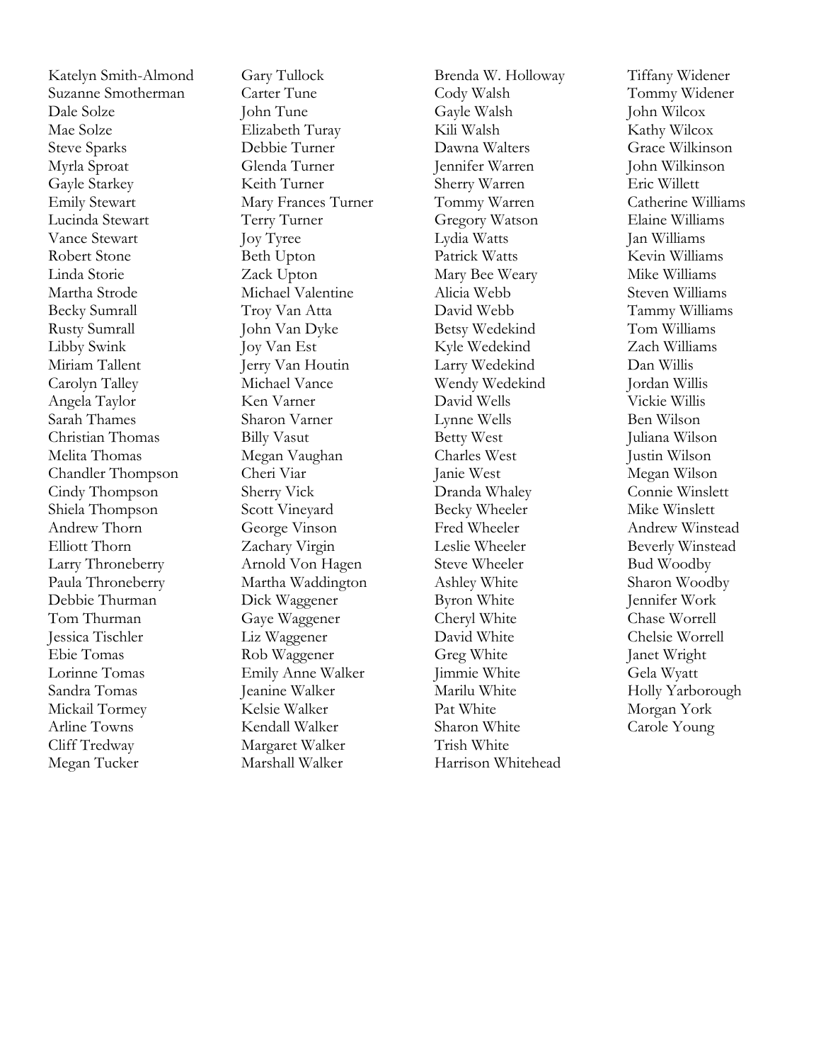Katelyn Smith-Almond
Suzanne Smotherman
Dale Solze
Mae Solze
Steve Sparks
Myrla Sproat
Gayle Starkey
Emily Stewart
Lucinda Stewart
Vance Stewart
Robert Stone
Linda Storie
Martha Strode
Becky Sumrall
Rusty Sumrall
Libby Swink
Miriam Tallent
Carolyn Talley
Angela Taylor
Sarah Thames
Christian Thomas
Melita Thomas
Chandler Thompson
Cindy Thompson
Shiela Thompson
Andrew Thorn
Elliott Thorn
Larry Throneberry
Paula Throneberry
Debbie Thurman
Tom Thurman
Jessica Tischler
Ebie Tomas
Lorinne Tomas
Sandra Tomas
Mickail Tormey
Arline Towns
Cliff Tredway
Megan Tucker

Gary Tullock
Carter Tune
John Tune
Elizabeth Turay
Debbie Turner
Glenda Turner
Keith Turner
Mary Frances Turner
Terry Turner
Joy Tyree
Beth Upton
Zack Upton
Michael Valentine
Troy Van Atta
John Van Dyke
Joy Van Est
Jerry Van Houtin
Michael Vance
Ken Varner
Sharon Varner
Billy Vasut
Megan Vaughan
Cheri Viar
Sherry Vick
Scott Vineyard
George Vinson
Zachary Virgin
Arnold Von Hagen
Martha Waddington
Dick Waggener
Gaye Waggener
Liz Waggener
Rob Waggener
Emily Anne Walker
Jeanine Walker
Kelsie Walker
Kendall Walker
Margaret Walker
Marshall Walker

Brenda W. Holloway
Cody Walsh
Gayle Walsh
Kili Walsh
Dawna Walters
Jennifer Warren
Sherry Warren
Tommy Warren
Gregory Watson
Lydia Watts
Patrick Watts
Mary Bee Weary
Alicia Webb
David Webb
Betsy Wedekind
Kyle Wedekind
Larry Wedekind
Wendy Wedekind
David Wells
Lynne Wells
Betty West
Charles West
Janie West
Dranda Whaley
Becky Wheeler
Fred Wheeler
Leslie Wheeler
Steve Wheeler
Ashley White
Byron White
Cheryl White
David White
Greg White
Jimmie White
Marilu White
Pat White
Sharon White
Trish White
Harrison Whitehead

Tiffany Widener
Tommy Widener
John Wilcox
Kathy Wilcox
Grace Wilkinson
John Wilkinson
Eric Willett
Catherine Williams
Elaine Williams
Jan Williams
Kevin Williams
Mike Williams
Steven Williams
Tammy Williams
Tom Williams
Zach Williams
Dan Willis
Jordan Willis
Vickie Willis
Ben Wilson
Juliana Wilson
Justin Wilson
Megan Wilson
Connie Winslett
Mike Winslett
Andrew Winstead
Beverly Winstead
Bud Woodby
Sharon Woodby
Jennifer Work
Chase Worrell
Chelsie Worrell
Janet Wright
Gela Wyatt
Holly Yarborough
Morgan York
Carole Young